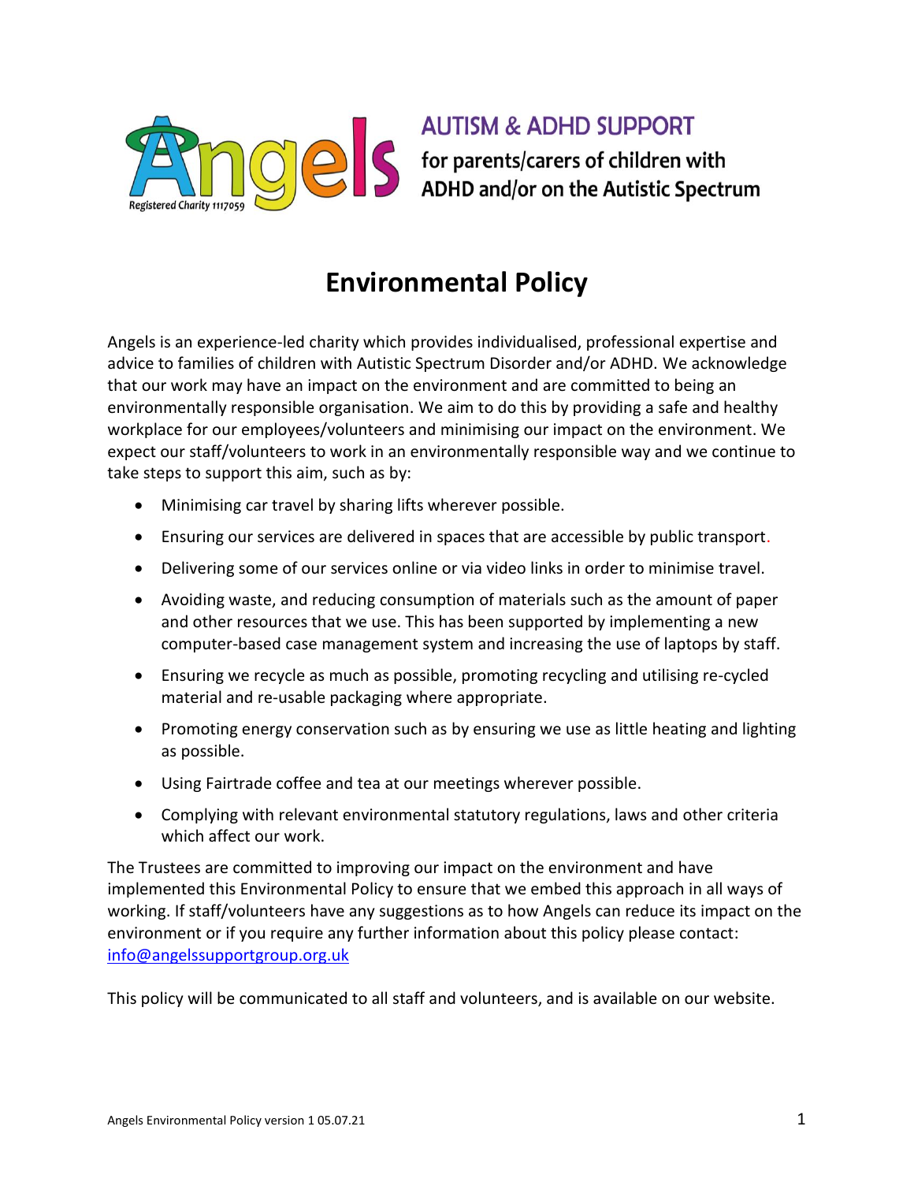Angels

Registered Charity 1117059

AUTISM & ADHD SUPPORT

for parents/carers of children with ADHD and/or on the Autistic Spectrum

# Environmental Policy

Angels is an experience-led charity which provides individualised, professional expertise and advice to families of children with Autistic Spectrum Disorder and/or ADHD. We acknowledge that our work may have an impact on the environment and are committed to being an environmentally responsible organisation. We aim to do this by providing a safe and healthy workplace for our employees/volunteers and minimising our impact on the environment. We expect our staff/volunteers to work in an environmentally responsible way and we continue to take steps to support this aim, such as by:

- Minimising car travel by sharing lifts wherever possible.
- Ensuring our services are delivered in spaces that are accessible by public transport.
- Delivering some of our services online or via video links in order to minimise travel.
- Avoiding waste, and reducing consumption of materials such as the amount of paper and other resources that we use. This has been supported by implementing a new computer-based case management system and increasing the use of laptops by staff.
- Ensuring we recycle as much as possible, promoting recycling and utilising re-cycled material and re-usable packaging where appropriate.
- Promoting energy conservation such as by ensuring we use as little heating and lighting as possible.
- Using Fairtrade coffee and tea at our meetings wherever possible.
- Complying with relevant environmental statutory regulations, laws and other criteria which affect our work.

The Trustees are committed to improving our impact on the environment and have implemented this Environmental Policy to ensure that we embed this approach in all ways of working. If staff/volunteers have any suggestions as to how Angels can reduce its impact on the environment or if you require any further information about this policy please contact: info@angelssupportgroup.org.uk

This policy will be communicated to all staff and volunteers, and is available on our website.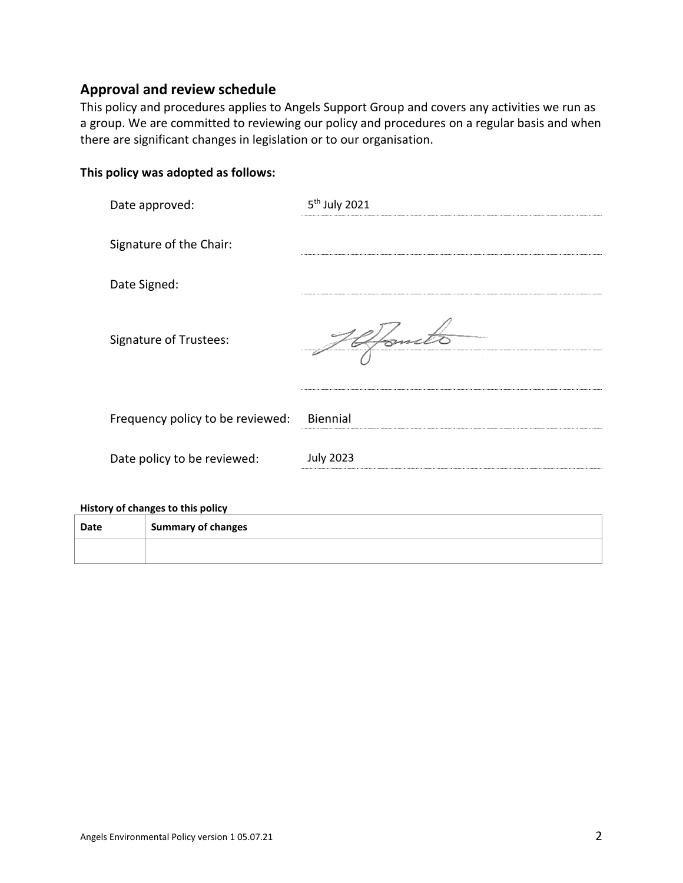## Approval and review schedule

This policy and procedures applies to Angels Support Group and covers any activities we run as a group. We are committed to reviewing our policy and procedures on a regular basis and when there are significant changes in legislation or to our organisation.

**This policy was adopted as follows:**

| | |
|---|---|
| Date approved: | 5th July 2021 |
| Signature of the Chair: | |
| Date Signed: | |
| Signature of Trustees: | |
| | |
| Frequency policy to be reviewed: | Biennial |
| Date policy to be reviewed: | July 2023 |

**History of changes to this policy**

| Date | Summary of changes |
|---|---|
| | |